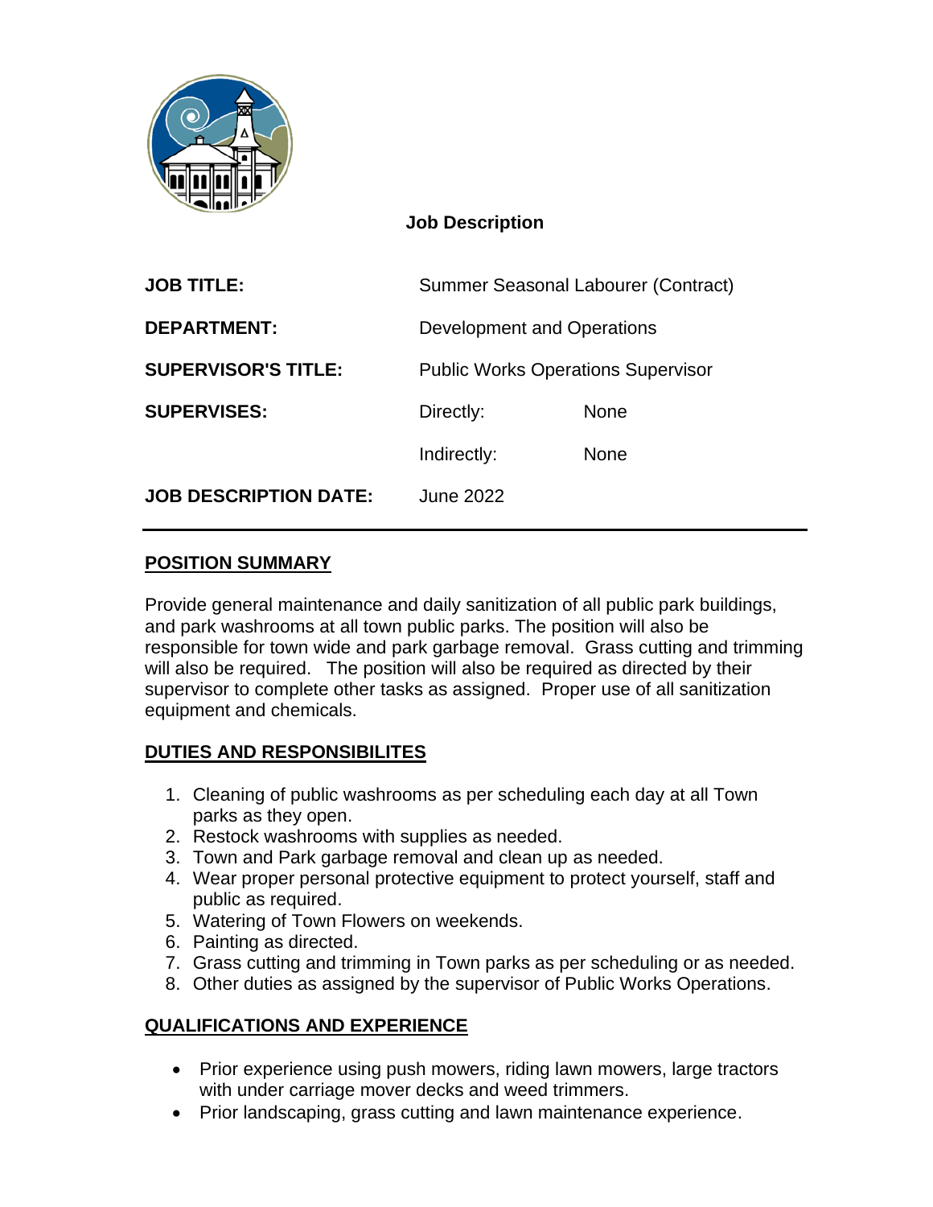# Job Description

| | | |
|---|---|---|
| **JOB TITLE:** | Summer Seasonal Labourer (Contract) | |
| **DEPARTMENT:** | Development and Operations | |
| **SUPERVISOR'S TITLE:** | Public Works Operations Supervisor | |
| **SUPERVISES:** | Directly: | None |
| | Indirectly: | None |
| **JOB DESCRIPTION DATE:** | June 2022 | |

---

## POSITION SUMMARY

Provide general maintenance and daily sanitization of all public park buildings, and park washrooms at all town public parks. The position will also be responsible for town wide and park garbage removal. Grass cutting and trimming will also be required. The position will also be required as directed by their supervisor to complete other tasks as assigned. Proper use of all sanitization equipment and chemicals.

## DUTIES AND RESPONSIBILITES

1. Cleaning of public washrooms as per scheduling each day at all Town parks as they open.
2. Restock washrooms with supplies as needed.
3. Town and Park garbage removal and clean up as needed.
4. Wear proper personal protective equipment to protect yourself, staff and public as required.
5. Watering of Town Flowers on weekends.
6. Painting as directed.
7. Grass cutting and trimming in Town parks as per scheduling or as needed.
8. Other duties as assigned by the supervisor of Public Works Operations.

## QUALIFICATIONS AND EXPERIENCE

- Prior experience using push mowers, riding lawn mowers, large tractors with under carriage mover decks and weed trimmers.
- Prior landscaping, grass cutting and lawn maintenance experience.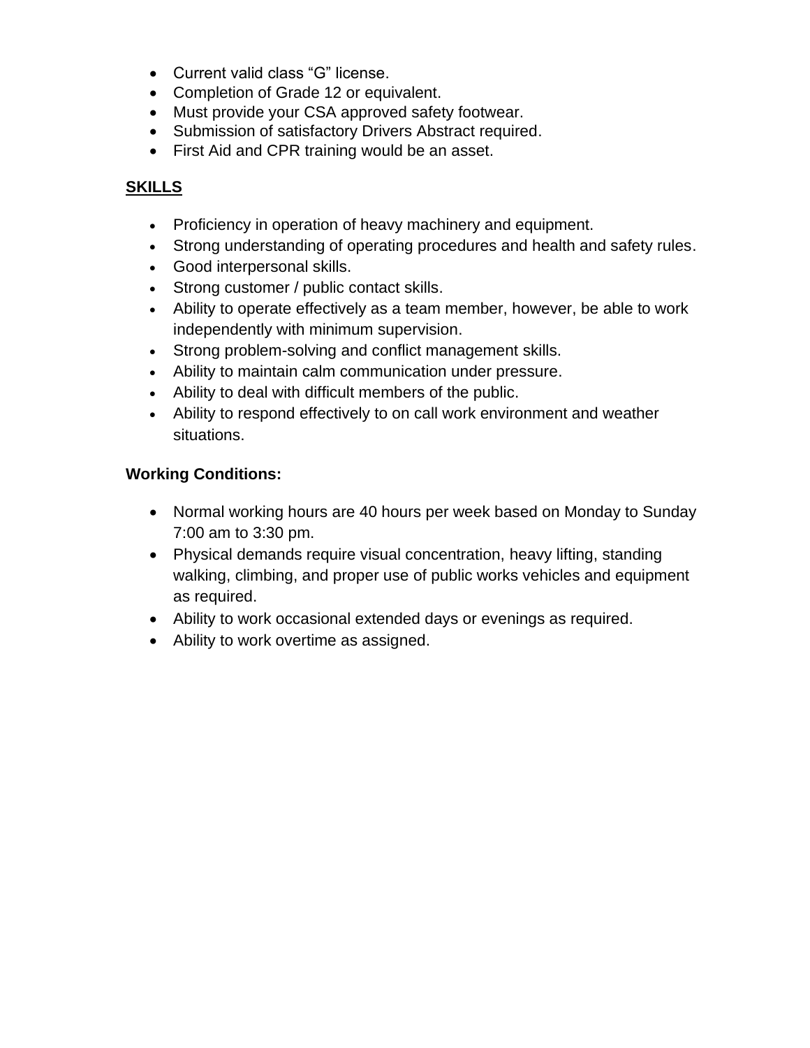- Current valid class “G” license.
- Completion of Grade 12 or equivalent.
- Must provide your CSA approved safety footwear.
- Submission of satisfactory Drivers Abstract required.
- First Aid and CPR training would be an asset.

**SKILLS**

- Proficiency in operation of heavy machinery and equipment.
- Strong understanding of operating procedures and health and safety rules.
- Good interpersonal skills.
- Strong customer / public contact skills.
- Ability to operate effectively as a team member, however, be able to work independently with minimum supervision.
- Strong problem-solving and conflict management skills.
- Ability to maintain calm communication under pressure.
- Ability to deal with difficult members of the public.
- Ability to respond effectively to on call work environment and weather situations.

**Working Conditions:**

- Normal working hours are 40 hours per week based on Monday to Sunday 7:00 am to 3:30 pm.
- Physical demands require visual concentration, heavy lifting, standing walking, climbing, and proper use of public works vehicles and equipment as required.
- Ability to work occasional extended days or evenings as required.
- Ability to work overtime as assigned.